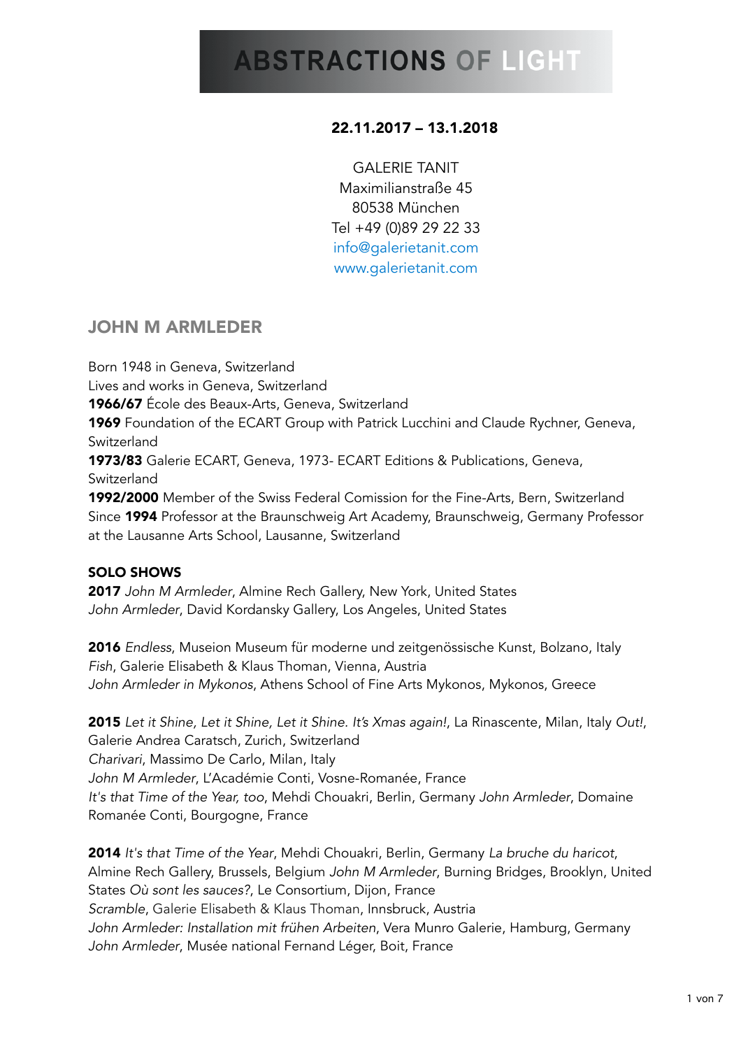# ABSTRACTIONS OF LIGHT

**22.11.2017 – 13.1.2018**

GALERIE TANIT
Maximilianstraße 45
80538 München
Tel +49 (0)89 29 22 33
info@galerietanit.com
www.galerietanit.com

## JOHN M ARMLEDER

Born 1948 in Geneva, Switzerland
Lives and works in Geneva, Switzerland
**1966/67** École des Beaux-Arts, Geneva, Switzerland
**1969** Foundation of the ECART Group with Patrick Lucchini and Claude Rychner, Geneva, Switzerland
**1973/83** Galerie ECART, Geneva, 1973- ECART Editions & Publications, Geneva, Switzerland
**1992/2000** Member of the Swiss Federal Comission for the Fine-Arts, Bern, Switzerland
Since **1994** Professor at the Braunschweig Art Academy, Braunschweig, Germany Professor at the Lausanne Arts School, Lausanne, Switzerland

### SOLO SHOWS

**2017** *John M Armleder*, Almine Rech Gallery, New York, United States
*John Armleder*, David Kordansky Gallery, Los Angeles, United States

**2016** *Endless*, Museion Museum für moderne und zeitgenössische Kunst, Bolzano, Italy
*Fish*, Galerie Elisabeth & Klaus Thoman, Vienna, Austria
*John Armleder in Mykonos*, Athens School of Fine Arts Mykonos, Mykonos, Greece

**2015** *Let it Shine, Let it Shine, Let it Shine. It's Xmas again!*, La Rinascente, Milan, Italy *Out!*, Galerie Andrea Caratsch, Zurich, Switzerland
*Charivari*, Massimo De Carlo, Milan, Italy
*John M Armleder*, L'Académie Conti, Vosne-Romanée, France
*It's that Time of the Year, too*, Mehdi Chouakri, Berlin, Germany *John Armleder*, Domaine Romanée Conti, Bourgogne, France

**2014** *It's that Time of the Year*, Mehdi Chouakri, Berlin, Germany *La bruche du haricot*, Almine Rech Gallery, Brussels, Belgium *John M Armleder*, Burning Bridges, Brooklyn, United States *Où sont les sauces?*, Le Consortium, Dijon, France
*Scramble*, Galerie Elisabeth & Klaus Thoman, Innsbruck, Austria
*John Armleder: Installation mit frühen Arbeiten*, Vera Munro Galerie, Hamburg, Germany
*John Armleder*, Musée national Fernand Léger, Boit, France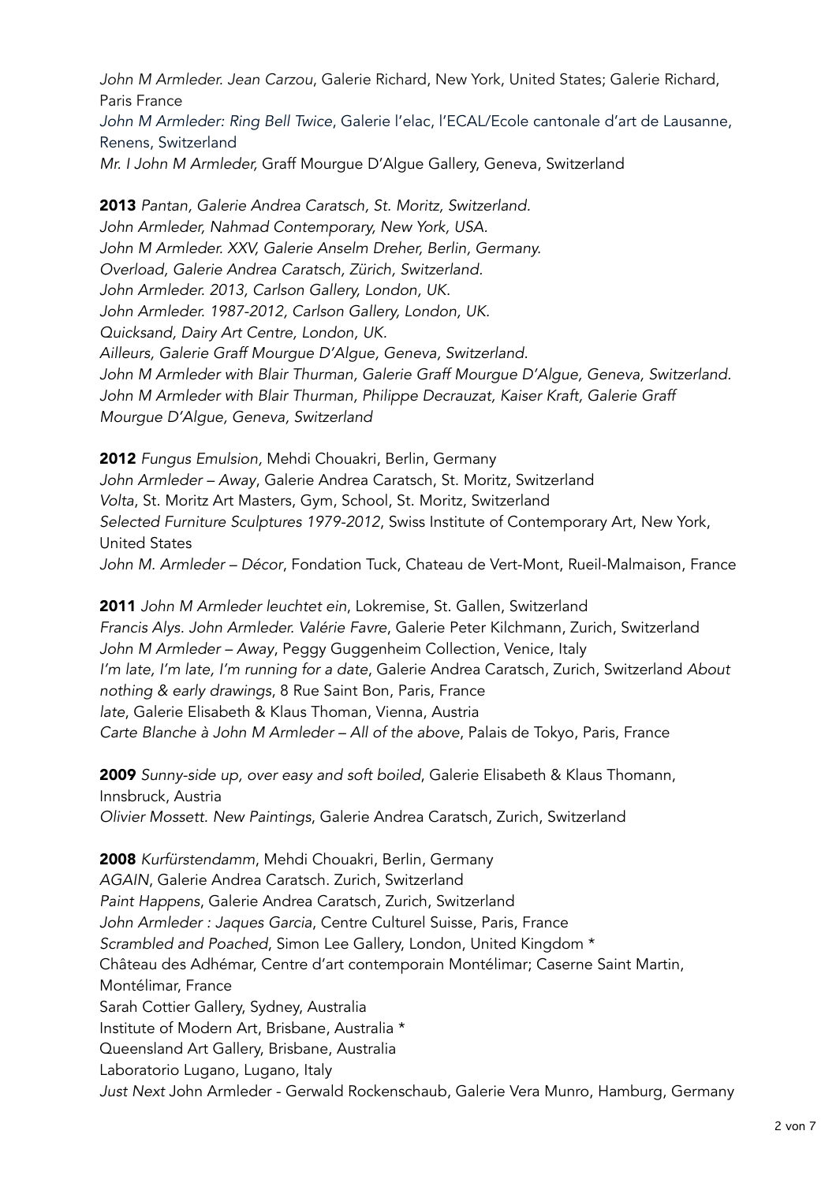*John M Armleder. Jean Carzou*, Galerie Richard, New York, United States; Galerie Richard, Paris France
*John M Armleder: Ring Bell Twice*, Galerie l'elac, l'ECAL/Ecole cantonale d'art de Lausanne, Renens, Switzerland
*Mr. I John M Armleder,* Graff Mourgue D'Algue Gallery, Geneva, Switzerland

**2013** *Pantan, Galerie Andrea Caratsch, St. Moritz, Switzerland.*
*John Armleder, Nahmad Contemporary, New York, USA.*
*John M Armleder. XXV, Galerie Anselm Dreher, Berlin, Germany.*
*Overload, Galerie Andrea Caratsch, Zürich, Switzerland.*
*John Armleder. 2013, Carlson Gallery, London, UK.*
*John Armleder. 1987-2012, Carlson Gallery, London, UK.*
*Quicksand, Dairy Art Centre, London, UK.*
*Ailleurs, Galerie Graff Mourgue D'Algue, Geneva, Switzerland.*
*John M Armleder with Blair Thurman, Galerie Graff Mourgue D'Algue, Geneva, Switzerland.*
*John M Armleder with Blair Thurman, Philippe Decrauzat, Kaiser Kraft, Galerie Graff Mourgue D'Algue, Geneva, Switzerland*

**2012** *Fungus Emulsion,* Mehdi Chouakri, Berlin, Germany
*John Armleder – Away*, Galerie Andrea Caratsch, St. Moritz, Switzerland
*Volta*, St. Moritz Art Masters, Gym, School, St. Moritz, Switzerland
*Selected Furniture Sculptures 1979-2012*, Swiss Institute of Contemporary Art, New York, United States
*John M. Armleder – Décor*, Fondation Tuck, Chateau de Vert-Mont, Rueil-Malmaison, France

**2011** *John M Armleder leuchtet ein*, Lokremise, St. Gallen, Switzerland
*Francis Alys. John Armleder. Valérie Favre*, Galerie Peter Kilchmann, Zurich, Switzerland
*John M Armleder – Away*, Peggy Guggenheim Collection, Venice, Italy
*I'm late, I'm late, I'm running for a date*, Galerie Andrea Caratsch, Zurich, Switzerland *About nothing & early drawings*, 8 Rue Saint Bon, Paris, France
*late*, Galerie Elisabeth & Klaus Thoman, Vienna, Austria
*Carte Blanche à John M Armleder – All of the above*, Palais de Tokyo, Paris, France

**2009** *Sunny-side up, over easy and soft boiled*, Galerie Elisabeth & Klaus Thomann, Innsbruck, Austria
*Olivier Mossett. New Paintings*, Galerie Andrea Caratsch, Zurich, Switzerland

**2008** *Kurfürstendamm*, Mehdi Chouakri, Berlin, Germany
*AGAIN*, Galerie Andrea Caratsch. Zurich, Switzerland
*Paint Happens*, Galerie Andrea Caratsch, Zurich, Switzerland
*John Armleder : Jaques Garcia*, Centre Culturel Suisse, Paris, France
*Scrambled and Poached*, Simon Lee Gallery, London, United Kingdom *
Château des Adhémar, Centre d'art contemporain Montélimar; Caserne Saint Martin, Montélimar, France
Sarah Cottier Gallery, Sydney, Australia
Institute of Modern Art, Brisbane, Australia *
Queensland Art Gallery, Brisbane, Australia
Laboratorio Lugano, Lugano, Italy
*Just Next* John Armleder - Gerwald Rockenschaub, Galerie Vera Munro, Hamburg, Germany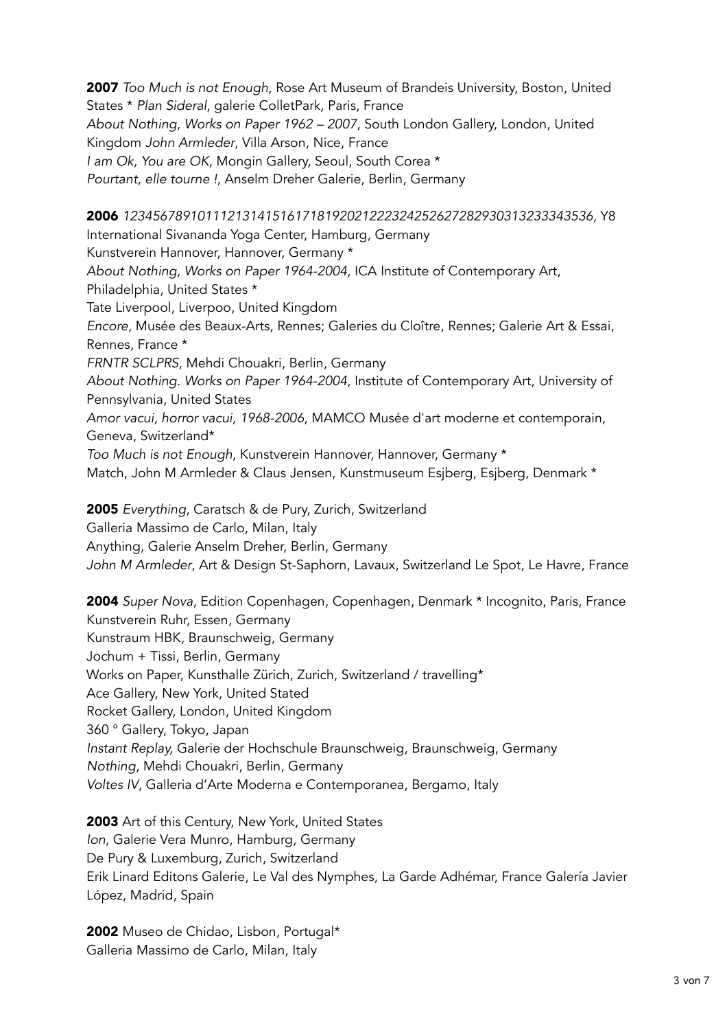**2007** *Too Much is not Enough*, Rose Art Museum of Brandeis University, Boston, United States * *Plan Sideral*, galerie ColletPark, Paris, France
*About Nothing, Works on Paper 1962 – 2007*, South London Gallery, London, United Kingdom *John Armleder*, Villa Arson, Nice, France
*I am Ok, You are OK*, Mongin Gallery, Seoul, South Corea *
*Pourtant, elle tourne !*, Anselm Dreher Galerie, Berlin, Germany

**2006** *1234567891011121314151617181920212223242526272829303132333435 36*, Y8 International Sivananda Yoga Center, Hamburg, Germany
Kunstverein Hannover, Hannover, Germany *
*About Nothing, Works on Paper 1964-2004*, ICA Institute of Contemporary Art, Philadelphia, United States *
Tate Liverpool, Liverpoo, United Kingdom
*Encore*, Musée des Beaux-Arts, Rennes; Galeries du Cloître, Rennes; Galerie Art & Essai, Rennes, France *
*FRNTR SCLPRS*, Mehdi Chouakri, Berlin, Germany
*About Nothing. Works on Paper 1964-2004*, Institute of Contemporary Art, University of Pennsylvania, United States
*Amor vacui, horror vacui, 1968-2006*, MAMCO Musée d'art moderne et contemporain, Geneva, Switzerland*
*Too Much is not Enough*, Kunstverein Hannover, Hannover, Germany *
Match, John M Armleder & Claus Jensen, Kunstmuseum Esjberg, Esjberg, Denmark *

**2005** *Everything*, Caratsch & de Pury, Zurich, Switzerland
Galleria Massimo de Carlo, Milan, Italy
Anything, Galerie Anselm Dreher, Berlin, Germany
*John M Armleder*, Art & Design St-Saphorn, Lavaux, Switzerland Le Spot, Le Havre, France

**2004** *Super Nova*, Edition Copenhagen, Copenhagen, Denmark * Incognito, Paris, France
Kunstverein Ruhr, Essen, Germany
Kunstraum HBK, Braunschweig, Germany
Jochum + Tissi, Berlin, Germany
Works on Paper, Kunsthalle Zürich, Zurich, Switzerland / travelling*
Ace Gallery, New York, United Stated
Rocket Gallery, London, United Kingdom
360 ° Gallery, Tokyo, Japan
*Instant Replay,* Galerie der Hochschule Braunschweig, Braunschweig, Germany
*Nothing*, Mehdi Chouakri, Berlin, Germany
*Voltes IV*, Galleria d'Arte Moderna e Contemporanea, Bergamo, Italy

**2003** Art of this Century, New York, United States
*Ion*, Galerie Vera Munro, Hamburg, Germany
De Pury & Luxemburg, Zurich, Switzerland
Erik Linard Editons Galerie, Le Val des Nymphes, La Garde Adhémar, France Galería Javier López, Madrid, Spain

**2002** Museo de Chidao, Lisbon, Portugal*
Galleria Massimo de Carlo, Milan, Italy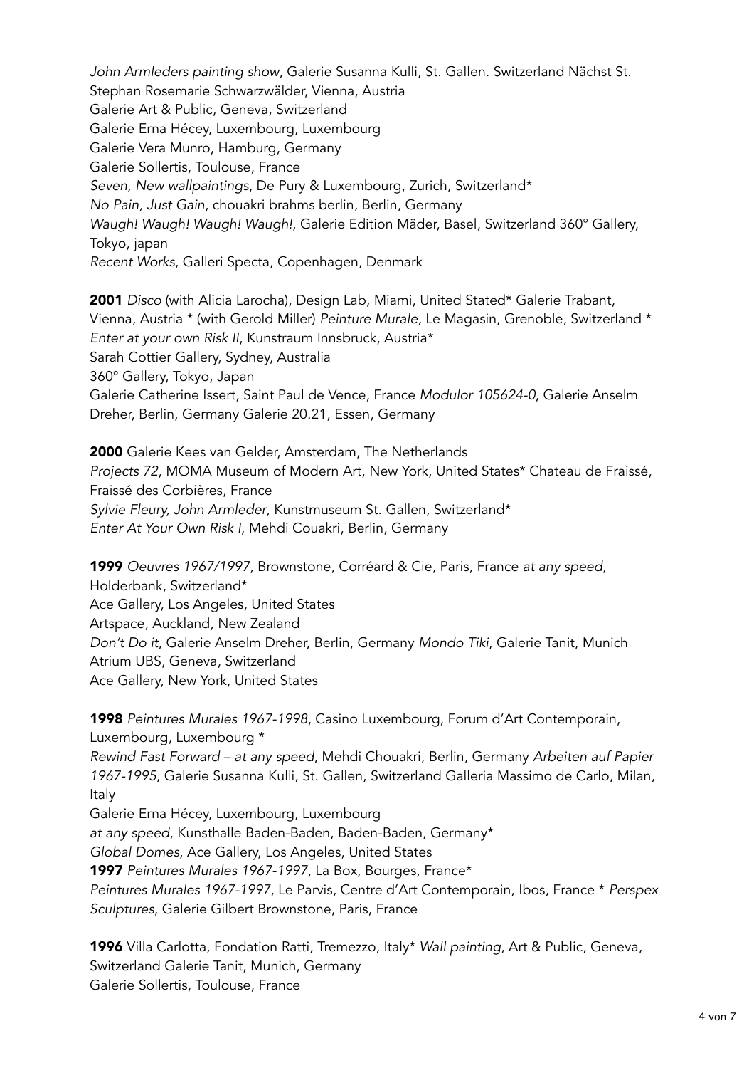*John Armleders painting show*, Galerie Susanna Kulli, St. Gallen. Switzerland Nächst St. Stephan Rosemarie Schwarzwälder, Vienna, Austria
Galerie Art & Public, Geneva, Switzerland
Galerie Erna Hécey, Luxembourg, Luxembourg
Galerie Vera Munro, Hamburg, Germany
Galerie Sollertis, Toulouse, France
*Seven, New wallpaintings*, De Pury & Luxembourg, Zurich, Switzerland*
*No Pain, Just Gain*, chouakri brahms berlin, Berlin, Germany
*Waugh! Waugh! Waugh! Waugh!*, Galerie Edition Mäder, Basel, Switzerland 360° Gallery, Tokyo, japan
*Recent Works*, Galleri Specta, Copenhagen, Denmark

**2001** *Disco* (with Alicia Larocha), Design Lab, Miami, United Stated* Galerie Trabant, Vienna, Austria * (with Gerold Miller) *Peinture Murale*, Le Magasin, Grenoble, Switzerland *
*Enter at your own Risk II*, Kunstraum Innsbruck, Austria*
Sarah Cottier Gallery, Sydney, Australia
360° Gallery, Tokyo, Japan
Galerie Catherine Issert, Saint Paul de Vence, France *Modulor 105624-0*, Galerie Anselm Dreher, Berlin, Germany Galerie 20.21, Essen, Germany

**2000** Galerie Kees van Gelder, Amsterdam, The Netherlands
*Projects 72*, MOMA Museum of Modern Art, New York, United States* Chateau de Fraissé, Fraissé des Corbières, France
*Sylvie Fleury, John Armleder*, Kunstmuseum St. Gallen, Switzerland*
*Enter At Your Own Risk I*, Mehdi Couakri, Berlin, Germany

**1999** *Oeuvres 1967/1997*, Brownstone, Corréard & Cie, Paris, France *at any speed*, Holderbank, Switzerland*
Ace Gallery, Los Angeles, United States
Artspace, Auckland, New Zealand
*Don't Do it*, Galerie Anselm Dreher, Berlin, Germany *Mondo Tiki*, Galerie Tanit, Munich
Atrium UBS, Geneva, Switzerland
Ace Gallery, New York, United States

**1998** *Peintures Murales 1967-1998*, Casino Luxembourg, Forum d'Art Contemporain, Luxembourg, Luxembourg *
*Rewind Fast Forward – at any speed*, Mehdi Chouakri, Berlin, Germany *Arbeiten auf Papier 1967-1995*, Galerie Susanna Kulli, St. Gallen, Switzerland Galleria Massimo de Carlo, Milan, Italy
Galerie Erna Hécey, Luxembourg, Luxembourg
*at any speed*, Kunsthalle Baden-Baden, Baden-Baden, Germany*
*Global Domes*, Ace Gallery, Los Angeles, United States
**1997** *Peintures Murales 1967-1997*, La Box, Bourges, France*
*Peintures Murales 1967-1997*, Le Parvis, Centre d'Art Contemporain, Ibos, France * *Perspex Sculptures*, Galerie Gilbert Brownstone, Paris, France

**1996** Villa Carlotta, Fondation Ratti, Tremezzo, Italy* *Wall painting*, Art & Public, Geneva, Switzerland Galerie Tanit, Munich, Germany
Galerie Sollertis, Toulouse, France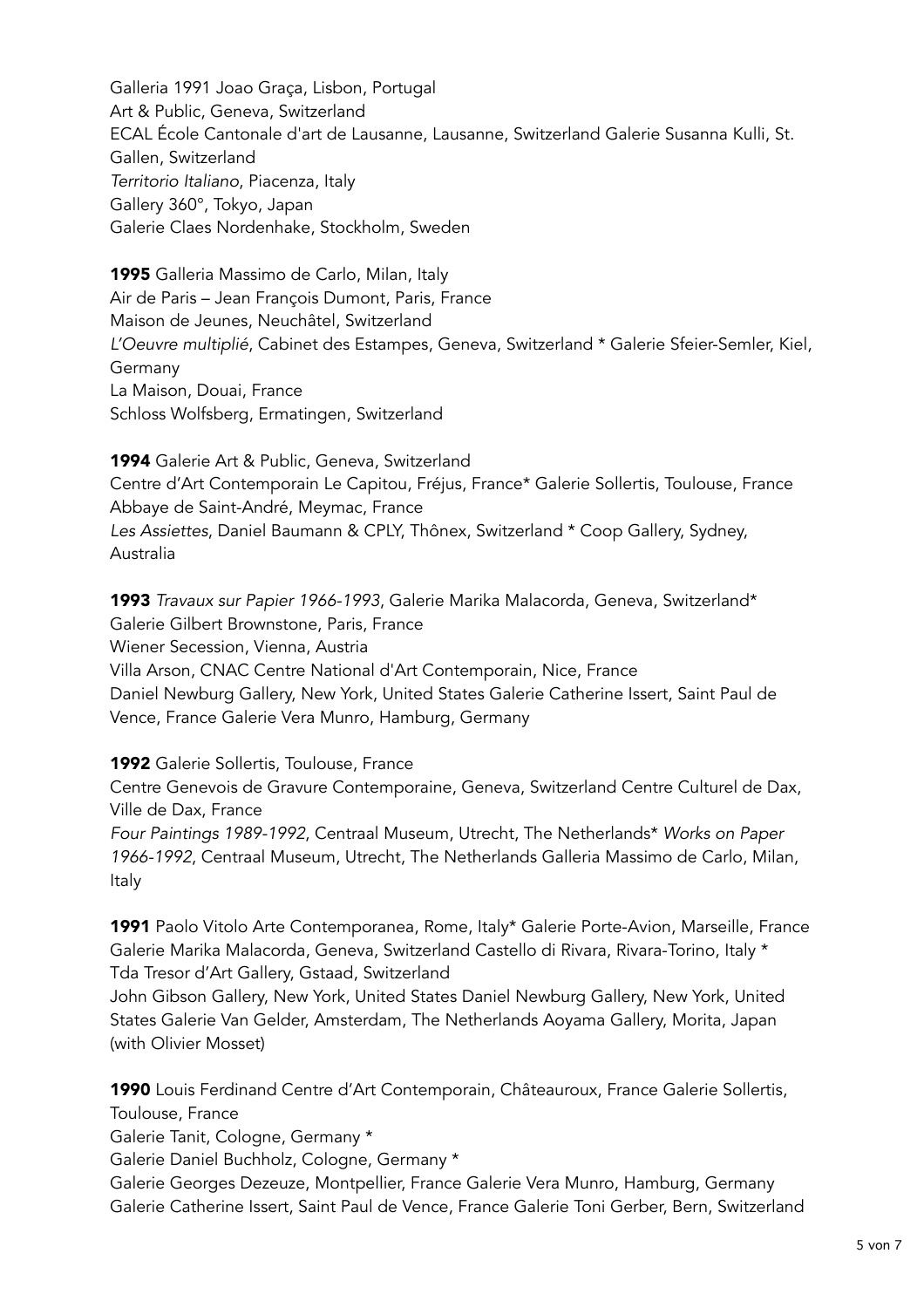Galleria 1991 Joao Graça, Lisbon, Portugal
Art & Public, Geneva, Switzerland
ECAL École Cantonale d'art de Lausanne, Lausanne, Switzerland Galerie Susanna Kulli, St. Gallen, Switzerland
*Territorio Italiano*, Piacenza, Italy
Gallery 360°, Tokyo, Japan
Galerie Claes Nordenhake, Stockholm, Sweden

**1995** Galleria Massimo de Carlo, Milan, Italy
Air de Paris – Jean François Dumont, Paris, France
Maison de Jeunes, Neuchâtel, Switzerland
*L'Oeuvre multiplié*, Cabinet des Estampes, Geneva, Switzerland * Galerie Sfeier-Semler, Kiel, Germany
La Maison, Douai, France
Schloss Wolfsberg, Ermatingen, Switzerland

**1994** Galerie Art & Public, Geneva, Switzerland
Centre d'Art Contemporain Le Capitou, Fréjus, France* Galerie Sollertis, Toulouse, France
Abbaye de Saint-André, Meymac, France
*Les Assiettes*, Daniel Baumann & CPLY, Thônex, Switzerland * Coop Gallery, Sydney, Australia

**1993** *Travaux sur Papier 1966-1993*, Galerie Marika Malacorda, Geneva, Switzerland*
Galerie Gilbert Brownstone, Paris, France
Wiener Secession, Vienna, Austria
Villa Arson, CNAC Centre National d'Art Contemporain, Nice, France
Daniel Newburg Gallery, New York, United States Galerie Catherine Issert, Saint Paul de Vence, France Galerie Vera Munro, Hamburg, Germany

**1992** Galerie Sollertis, Toulouse, France
Centre Genevois de Gravure Contemporaine, Geneva, Switzerland Centre Culturel de Dax, Ville de Dax, France
*Four Paintings 1989-1992*, Centraal Museum, Utrecht, The Netherlands* *Works on Paper 1966-1992*, Centraal Museum, Utrecht, The Netherlands Galleria Massimo de Carlo, Milan, Italy

**1991** Paolo Vitolo Arte Contemporanea, Rome, Italy* Galerie Porte-Avion, Marseille, France
Galerie Marika Malacorda, Geneva, Switzerland Castello di Rivara, Rivara-Torino, Italy *
Tda Tresor d'Art Gallery, Gstaad, Switzerland
John Gibson Gallery, New York, United States Daniel Newburg Gallery, New York, United States Galerie Van Gelder, Amsterdam, The Netherlands Aoyama Gallery, Morita, Japan (with Olivier Mosset)

**1990** Louis Ferdinand Centre d'Art Contemporain, Châteauroux, France Galerie Sollertis, Toulouse, France
Galerie Tanit, Cologne, Germany *
Galerie Daniel Buchholz, Cologne, Germany *
Galerie Georges Dezeuze, Montpellier, France Galerie Vera Munro, Hamburg, Germany
Galerie Catherine Issert, Saint Paul de Vence, France Galerie Toni Gerber, Bern, Switzerland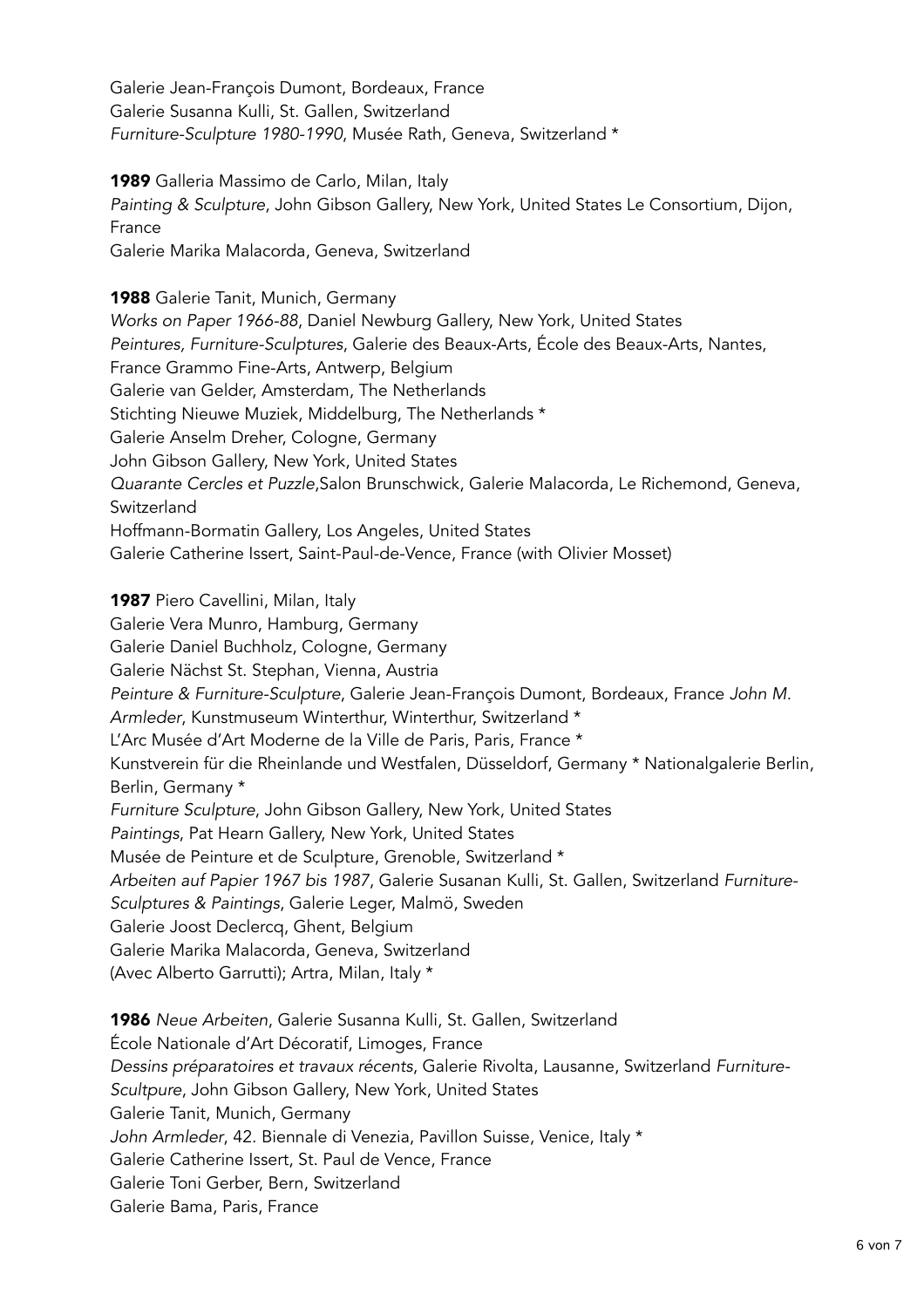Galerie Jean-François Dumont, Bordeaux, France
Galerie Susanna Kulli, St. Gallen, Switzerland
*Furniture-Sculpture 1980-1990*, Musée Rath, Geneva, Switzerland *

**1989** Galleria Massimo de Carlo, Milan, Italy
*Painting & Sculpture*, John Gibson Gallery, New York, United States Le Consortium, Dijon, France
Galerie Marika Malacorda, Geneva, Switzerland

**1988** Galerie Tanit, Munich, Germany
*Works on Paper 1966-88*, Daniel Newburg Gallery, New York, United States
*Peintures, Furniture-Sculptures*, Galerie des Beaux-Arts, École des Beaux-Arts, Nantes, France Grammo Fine-Arts, Antwerp, Belgium
Galerie van Gelder, Amsterdam, The Netherlands
Stichting Nieuwe Muziek, Middelburg, The Netherlands *
Galerie Anselm Dreher, Cologne, Germany
John Gibson Gallery, New York, United States
*Quarante Cercles et Puzzle*,Salon Brunschwick, Galerie Malacorda, Le Richemond, Geneva, Switzerland
Hoffmann-Bormatin Gallery, Los Angeles, United States
Galerie Catherine Issert, Saint-Paul-de-Vence, France (with Olivier Mosset)

**1987** Piero Cavellini, Milan, Italy
Galerie Vera Munro, Hamburg, Germany
Galerie Daniel Buchholz, Cologne, Germany
Galerie Nächst St. Stephan, Vienna, Austria
*Peinture & Furniture-Sculpture*, Galerie Jean-François Dumont, Bordeaux, France *John M. Armleder*, Kunstmuseum Winterthur, Winterthur, Switzerland *
L'Arc Musée d'Art Moderne de la Ville de Paris, Paris, France *
Kunstverein für die Rheinlande und Westfalen, Düsseldorf, Germany * Nationalgalerie Berlin, Berlin, Germany *
*Furniture Sculpture*, John Gibson Gallery, New York, United States
*Paintings*, Pat Hearn Gallery, New York, United States
Musée de Peinture et de Sculpture, Grenoble, Switzerland *
*Arbeiten auf Papier 1967 bis 1987*, Galerie Susanan Kulli, St. Gallen, Switzerland *Furniture-Sculptures & Paintings*, Galerie Leger, Malmö, Sweden
Galerie Joost Declercq, Ghent, Belgium
Galerie Marika Malacorda, Geneva, Switzerland
(Avec Alberto Garrutti); Artra, Milan, Italy *

**1986** *Neue Arbeiten*, Galerie Susanna Kulli, St. Gallen, Switzerland
École Nationale d'Art Décoratif, Limoges, France
*Dessins préparatoires et travaux récents*, Galerie Rivolta, Lausanne, Switzerland *Furniture-Scultpure*, John Gibson Gallery, New York, United States
Galerie Tanit, Munich, Germany
*John Armleder*, 42. Biennale di Venezia, Pavillon Suisse, Venice, Italy *
Galerie Catherine Issert, St. Paul de Vence, France
Galerie Toni Gerber, Bern, Switzerland
Galerie Bama, Paris, France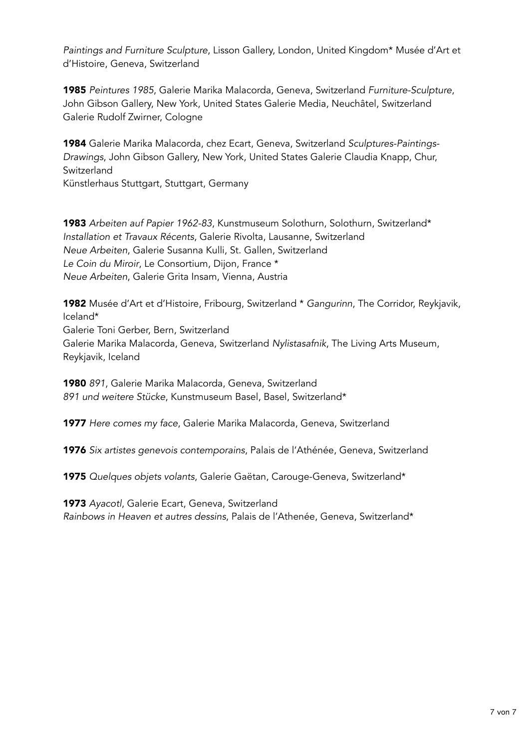*Paintings and Furniture Sculpture*, Lisson Gallery, London, United Kingdom* Musée d'Art et d'Histoire, Geneva, Switzerland

**1985** *Peintures 1985*, Galerie Marika Malacorda, Geneva, Switzerland *Furniture-Sculpture*, John Gibson Gallery, New York, United States Galerie Media, Neuchâtel, Switzerland Galerie Rudolf Zwirner, Cologne

**1984** Galerie Marika Malacorda, chez Ecart, Geneva, Switzerland *Sculptures-Paintings-Drawings*, John Gibson Gallery, New York, United States Galerie Claudia Knapp, Chur, Switzerland
Künstlerhaus Stuttgart, Stuttgart, Germany

**1983** *Arbeiten auf Papier 1962-83*, Kunstmuseum Solothurn, Solothurn, Switzerland*
*Installation et Travaux Récents*, Galerie Rivolta, Lausanne, Switzerland
*Neue Arbeiten*, Galerie Susanna Kulli, St. Gallen, Switzerland
*Le Coin du Miroir*, Le Consortium, Dijon, France *
*Neue Arbeiten*, Galerie Grita Insam, Vienna, Austria

**1982** Musée d'Art et d'Histoire, Fribourg, Switzerland * *Gangurinn*, The Corridor, Reykjavik, Iceland*
Galerie Toni Gerber, Bern, Switzerland
Galerie Marika Malacorda, Geneva, Switzerland *Nylistasafnik*, The Living Arts Museum, Reykjavik, Iceland

**1980** *891*, Galerie Marika Malacorda, Geneva, Switzerland
*891 und weitere Stücke*, Kunstmuseum Basel, Basel, Switzerland*

**1977** *Here comes my face*, Galerie Marika Malacorda, Geneva, Switzerland

**1976** *Six artistes genevois contemporains*, Palais de l'Athénée, Geneva, Switzerland

**1975** *Quelques objets volants*, Galerie Gaëtan, Carouge-Geneva, Switzerland*

**1973** *Ayacotl*, Galerie Ecart, Geneva, Switzerland
*Rainbows in Heaven et autres dessins*, Palais de l'Athenée, Geneva, Switzerland*